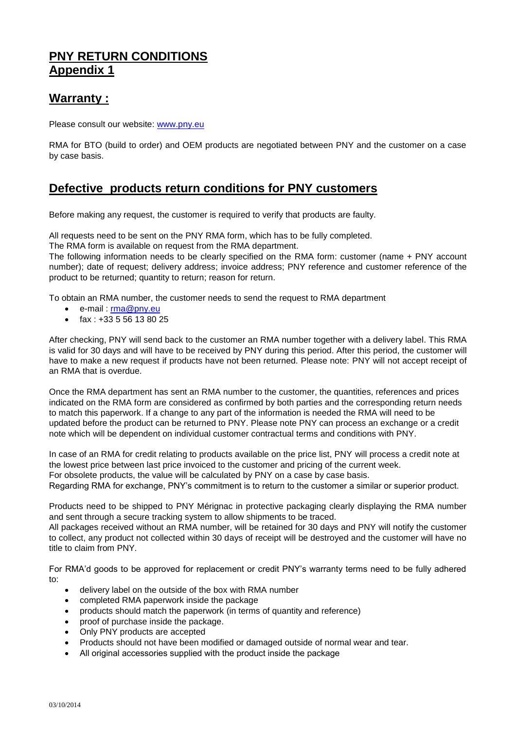# PNY RETURN CONDITIONS
# Appendix 1

## Warranty :

Please consult our website: www.pny.eu

RMA for BTO (build to order) and OEM products are negotiated between PNY and the customer on a case by case basis.

## Defective products return conditions for PNY customers

Before making any request, the customer is required to verify that products are faulty.

All requests need to be sent on the PNY RMA form, which has to be fully completed.
The RMA form is available on request from the RMA department.
The following information needs to be clearly specified on the RMA form: customer (name + PNY account number); date of request; delivery address; invoice address; PNY reference and customer reference of the product to be returned; quantity to return; reason for return.

To obtain an RMA number, the customer needs to send the request to RMA department

- e-mail : rma@pny.eu
- fax : +33 5 56 13 80 25

After checking, PNY will send back to the customer an RMA number together with a delivery label. This RMA is valid for 30 days and will have to be received by PNY during this period. After this period, the customer will have to make a new request if products have not been returned. Please note: PNY will not accept receipt of an RMA that is overdue.

Once the RMA department has sent an RMA number to the customer, the quantities, references and prices indicated on the RMA form are considered as confirmed by both parties and the corresponding return needs to match this paperwork. If a change to any part of the information is needed the RMA will need to be updated before the product can be returned to PNY. Please note PNY can process an exchange or a credit note which will be dependent on individual customer contractual terms and conditions with PNY.

In case of an RMA for credit relating to products available on the price list, PNY will process a credit note at the lowest price between last price invoiced to the customer and pricing of the current week.
For obsolete products, the value will be calculated by PNY on a case by case basis.
Regarding RMA for exchange, PNY's commitment is to return to the customer a similar or superior product.

Products need to be shipped to PNY Mérignac in protective packaging clearly displaying the RMA number and sent through a secure tracking system to allow shipments to be traced.
All packages received without an RMA number, will be retained for 30 days and PNY will notify the customer to collect, any product not collected within 30 days of receipt will be destroyed and the customer will have no title to claim from PNY.

For RMA'd goods to be approved for replacement or credit PNY's warranty terms need to be fully adhered to:

- delivery label on the outside of the box with RMA number
- completed RMA paperwork inside the package
- products should match the paperwork (in terms of quantity and reference)
- proof of purchase inside the package.
- Only PNY products are accepted
- Products should not have been modified or damaged outside of normal wear and tear.
- All original accessories supplied with the product inside the package

03/10/2014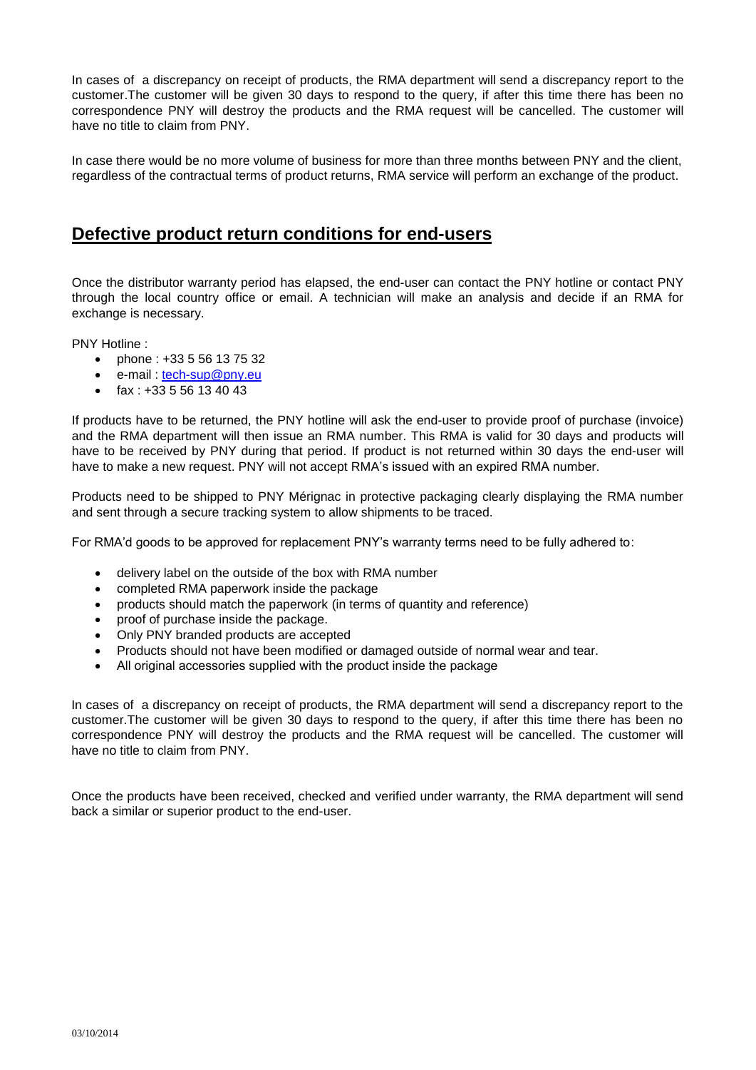In cases of a discrepancy on receipt of products, the RMA department will send a discrepancy report to the customer.The customer will be given 30 days to respond to the query, if after this time there has been no correspondence PNY will destroy the products and the RMA request will be cancelled. The customer will have no title to claim from PNY.

In case there would be no more volume of business for more than three months between PNY and the client, regardless of the contractual terms of product returns, RMA service will perform an exchange of the product.

## Defective product return conditions for end-users

Once the distributor warranty period has elapsed, the end-user can contact the PNY hotline or contact PNY through the local country office or email. A technician will make an analysis and decide if an RMA for exchange is necessary.

PNY Hotline :

- phone : +33 5 56 13 75 32
- e-mail : tech-sup@pny.eu
- fax : +33 5 56 13 40 43

If products have to be returned, the PNY hotline will ask the end-user to provide proof of purchase (invoice) and the RMA department will then issue an RMA number. This RMA is valid for 30 days and products will have to be received by PNY during that period. If product is not returned within 30 days the end-user will have to make a new request. PNY will not accept RMA's issued with an expired RMA number.

Products need to be shipped to PNY Mérignac in protective packaging clearly displaying the RMA number and sent through a secure tracking system to allow shipments to be traced.

For RMA'd goods to be approved for replacement PNY's warranty terms need to be fully adhered to:

- delivery label on the outside of the box with RMA number
- completed RMA paperwork inside the package
- products should match the paperwork (in terms of quantity and reference)
- proof of purchase inside the package.
- Only PNY branded products are accepted
- Products should not have been modified or damaged outside of normal wear and tear.
- All original accessories supplied with the product inside the package

In cases of a discrepancy on receipt of products, the RMA department will send a discrepancy report to the customer.The customer will be given 30 days to respond to the query, if after this time there has been no correspondence PNY will destroy the products and the RMA request will be cancelled. The customer will have no title to claim from PNY.

Once the products have been received, checked and verified under warranty, the RMA department will send back a similar or superior product to the end-user.